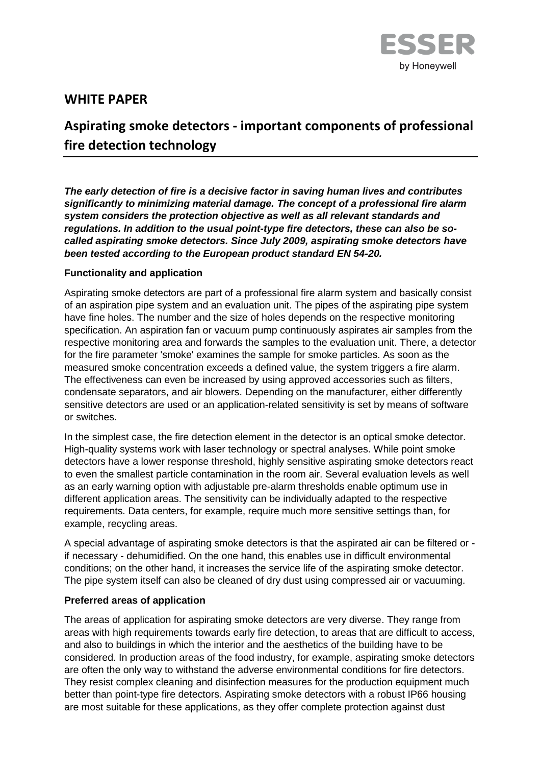ESSER
by Honeywell

# WHITE PAPER

## Aspirating smoke detectors - important components of professional fire detection technology

***The early detection of fire is a decisive factor in saving human lives and contributes significantly to minimizing material damage. The concept of a professional fire alarm system considers the protection objective as well as all relevant standards and regulations. In addition to the usual point-type fire detectors, these can also be so-called aspirating smoke detectors. Since July 2009, aspirating smoke detectors have been tested according to the European product standard EN 54-20.***

**Functionality and application**

Aspirating smoke detectors are part of a professional fire alarm system and basically consist of an aspiration pipe system and an evaluation unit. The pipes of the aspirating pipe system have fine holes. The number and the size of holes depends on the respective monitoring specification. An aspiration fan or vacuum pump continuously aspirates air samples from the respective monitoring area and forwards the samples to the evaluation unit. There, a detector for the fire parameter 'smoke' examines the sample for smoke particles. As soon as the measured smoke concentration exceeds a defined value, the system triggers a fire alarm. The effectiveness can even be increased by using approved accessories such as filters, condensate separators, and air blowers. Depending on the manufacturer, either differently sensitive detectors are used or an application-related sensitivity is set by means of software or switches.

In the simplest case, the fire detection element in the detector is an optical smoke detector. High-quality systems work with laser technology or spectral analyses. While point smoke detectors have a lower response threshold, highly sensitive aspirating smoke detectors react to even the smallest particle contamination in the room air. Several evaluation levels as well as an early warning option with adjustable pre-alarm thresholds enable optimum use in different application areas. The sensitivity can be individually adapted to the respective requirements. Data centers, for example, require much more sensitive settings than, for example, recycling areas.

A special advantage of aspirating smoke detectors is that the aspirated air can be filtered or - if necessary - dehumidified. On the one hand, this enables use in difficult environmental conditions; on the other hand, it increases the service life of the aspirating smoke detector. The pipe system itself can also be cleaned of dry dust using compressed air or vacuuming.

**Preferred areas of application**

The areas of application for aspirating smoke detectors are very diverse. They range from areas with high requirements towards early fire detection, to areas that are difficult to access, and also to buildings in which the interior and the aesthetics of the building have to be considered. In production areas of the food industry, for example, aspirating smoke detectors are often the only way to withstand the adverse environmental conditions for fire detectors. They resist complex cleaning and disinfection measures for the production equipment much better than point-type fire detectors. Aspirating smoke detectors with a robust IP66 housing are most suitable for these applications, as they offer complete protection against dust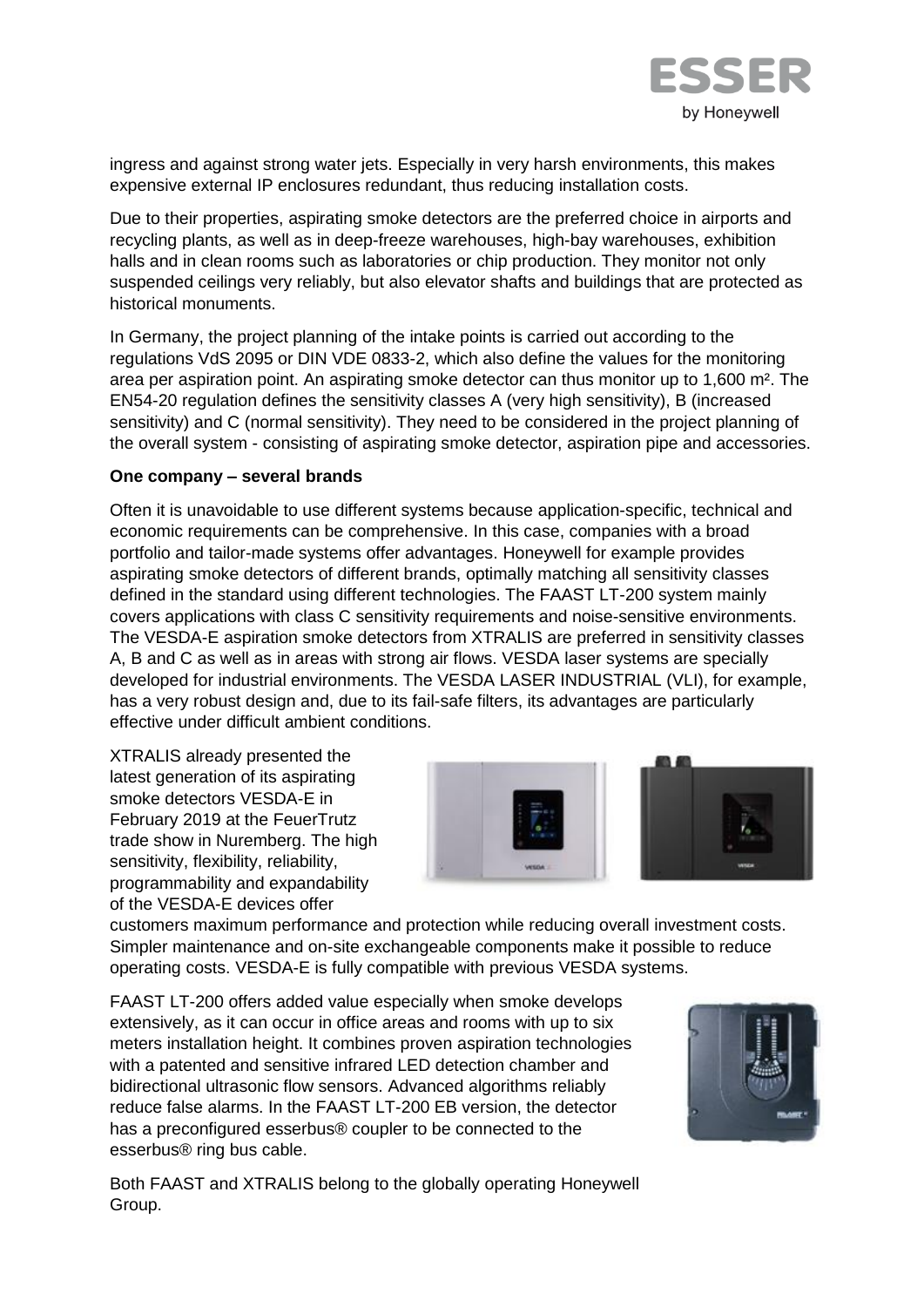ingress and against strong water jets. Especially in very harsh environments, this makes expensive external IP enclosures redundant, thus reducing installation costs.

Due to their properties, aspirating smoke detectors are the preferred choice in airports and recycling plants, as well as in deep-freeze warehouses, high-bay warehouses, exhibition halls and in clean rooms such as laboratories or chip production. They monitor not only suspended ceilings very reliably, but also elevator shafts and buildings that are protected as historical monuments.

In Germany, the project planning of the intake points is carried out according to the regulations VdS 2095 or DIN VDE 0833-2, which also define the values for the monitoring area per aspiration point. An aspirating smoke detector can thus monitor up to 1,600 m². The EN54-20 regulation defines the sensitivity classes A (very high sensitivity), B (increased sensitivity) and C (normal sensitivity). They need to be considered in the project planning of the overall system - consisting of aspirating smoke detector, aspiration pipe and accessories.

**One company – several brands**

Often it is unavoidable to use different systems because application-specific, technical and economic requirements can be comprehensive. In this case, companies with a broad portfolio and tailor-made systems offer advantages. Honeywell for example provides aspirating smoke detectors of different brands, optimally matching all sensitivity classes defined in the standard using different technologies. The FAAST LT-200 system mainly covers applications with class C sensitivity requirements and noise-sensitive environments. The VESDA-E aspiration smoke detectors from XTRALIS are preferred in sensitivity classes A, B and C as well as in areas with strong air flows. VESDA laser systems are specially developed for industrial environments. The VESDA LASER INDUSTRIAL (VLI), for example, has a very robust design and, due to its fail-safe filters, its advantages are particularly effective under difficult ambient conditions.

XTRALIS already presented the latest generation of its aspirating smoke detectors VESDA-E in February 2019 at the FeuerTrutz trade show in Nuremberg. The high sensitivity, flexibility, reliability, programmability and expandability of the VESDA-E devices offer customers maximum performance and protection while reducing overall investment costs. Simpler maintenance and on-site exchangeable components make it possible to reduce operating costs. VESDA-E is fully compatible with previous VESDA systems.

FAAST LT-200 offers added value especially when smoke develops extensively, as it can occur in office areas and rooms with up to six meters installation height. It combines proven aspiration technologies with a patented and sensitive infrared LED detection chamber and bidirectional ultrasonic flow sensors. Advanced algorithms reliably reduce false alarms. In the FAAST LT-200 EB version, the detector has a preconfigured esserbus® coupler to be connected to the esserbus® ring bus cable.

Both FAAST and XTRALIS belong to the globally operating Honeywell Group.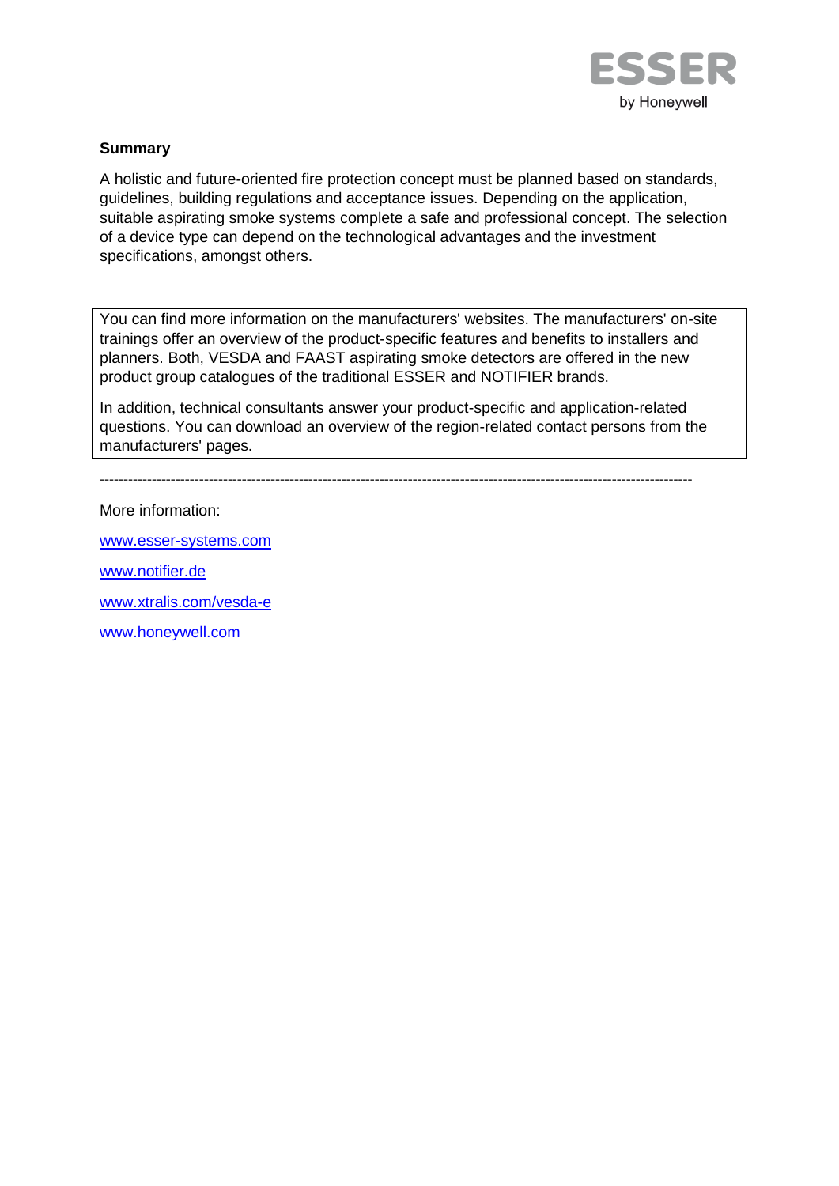**Summary**

A holistic and future-oriented fire protection concept must be planned based on standards, guidelines, building regulations and acceptance issues. Depending on the application, suitable aspirating smoke systems complete a safe and professional concept. The selection of a device type can depend on the technological advantages and the investment specifications, amongst others.

You can find more information on the manufacturers' websites. The manufacturers' on-site trainings offer an overview of the product-specific features and benefits to installers and planners. Both, VESDA and FAAST aspirating smoke detectors are offered in the new product group catalogues of the traditional ESSER and NOTIFIER brands.

In addition, technical consultants answer your product-specific and application-related questions. You can download an overview of the region-related contact persons from the manufacturers' pages.

---

More information:

www.esser-systems.com

www.notifier.de

www.xtralis.com/vesda-e

www.honeywell.com